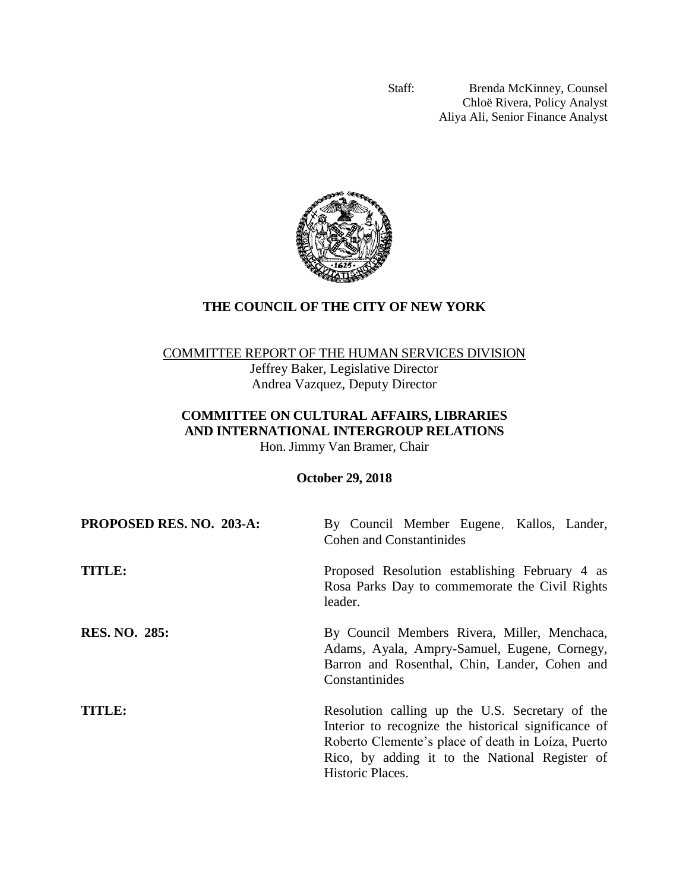Staff: Brenda McKinney, Counsel
Chloë Rivera, Policy Analyst
Aliya Ali, Senior Finance Analyst

# THE COUNCIL OF THE CITY OF NEW YORK

COMMITTEE REPORT OF THE HUMAN SERVICES DIVISION
Jeffrey Baker, Legislative Director
Andrea Vazquez, Deputy Director

## COMMITTEE ON CULTURAL AFFAIRS, LIBRARIES AND INTERNATIONAL INTERGROUP RELATIONS

Hon. Jimmy Van Bramer, Chair

**October 29, 2018**

**PROPOSED RES. NO. 203-A:** By Council Member Eugene, Kallos, Lander, Cohen and Constantinides

**TITLE:** Proposed Resolution establishing February 4 as Rosa Parks Day to commemorate the Civil Rights leader.

**RES. NO. 285:** By Council Members Rivera, Miller, Menchaca, Adams, Ayala, Ampry-Samuel, Eugene, Cornegy, Barron and Rosenthal, Chin, Lander, Cohen and Constantinides

**TITLE:** Resolution calling up the U.S. Secretary of the Interior to recognize the historical significance of Roberto Clemente's place of death in Loíza, Puerto Rico, by adding it to the National Register of Historic Places.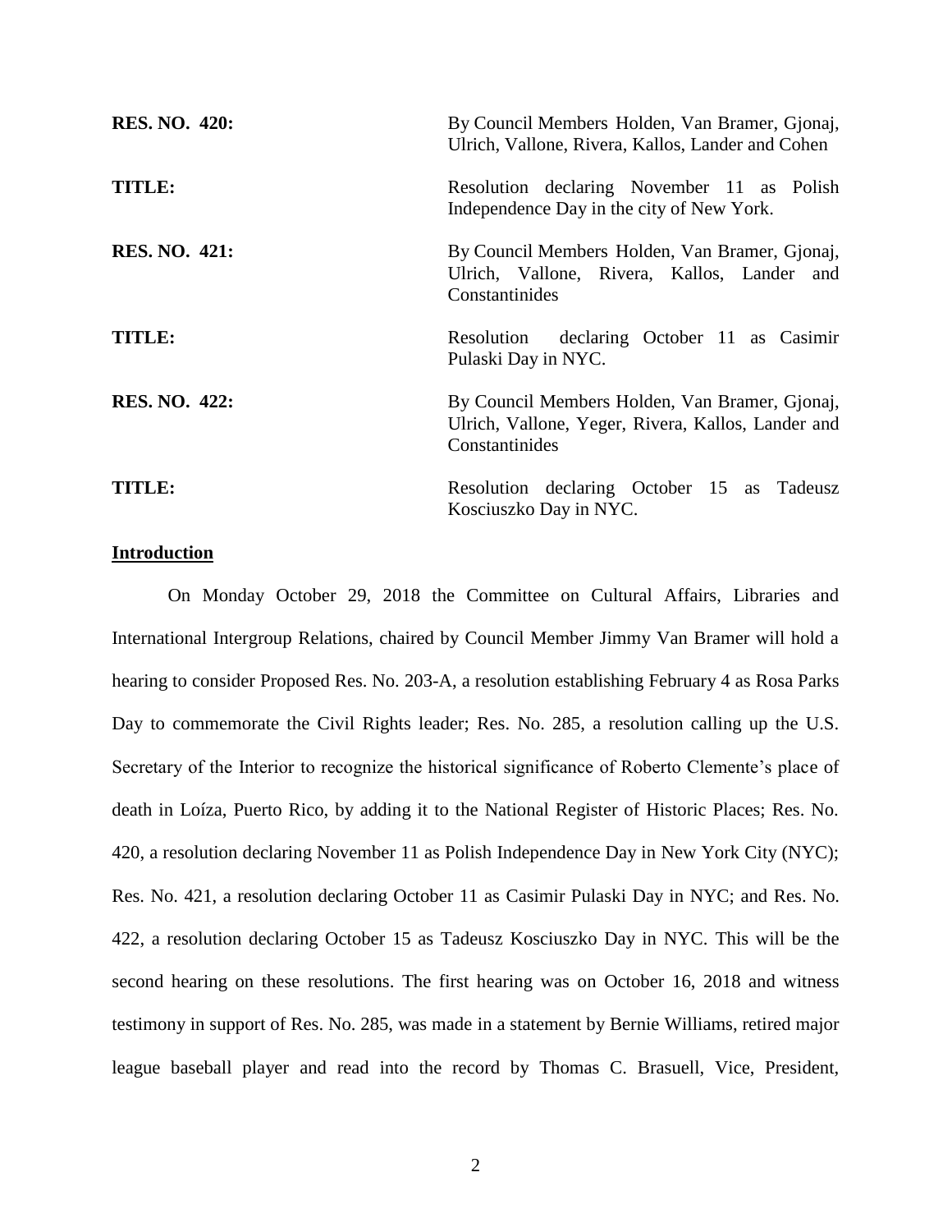**RES. NO. 420:** By Council Members Holden, Van Bramer, Gjonaj, Ulrich, Vallone, Rivera, Kallos, Lander and Cohen

**TITLE:** Resolution declaring November 11 as Polish Independence Day in the city of New York.

**RES. NO. 421:** By Council Members Holden, Van Bramer, Gjonaj, Ulrich, Vallone, Rivera, Kallos, Lander and Constantinides

**TITLE:** Resolution declaring October 11 as Casimir Pulaski Day in NYC.

**RES. NO. 422:** By Council Members Holden, Van Bramer, Gjonaj, Ulrich, Vallone, Yeger, Rivera, Kallos, Lander and Constantinides

**TITLE:** Resolution declaring October 15 as Tadeusz Kosciuszko Day in NYC.

**Introduction**

On Monday October 29, 2018 the Committee on Cultural Affairs, Libraries and International Intergroup Relations, chaired by Council Member Jimmy Van Bramer will hold a hearing to consider Proposed Res. No. 203-A, a resolution establishing February 4 as Rosa Parks Day to commemorate the Civil Rights leader; Res. No. 285, a resolution calling up the U.S. Secretary of the Interior to recognize the historical significance of Roberto Clemente's place of death in Loíza, Puerto Rico, by adding it to the National Register of Historic Places; Res. No. 420, a resolution declaring November 11 as Polish Independence Day in New York City (NYC); Res. No. 421, a resolution declaring October 11 as Casimir Pulaski Day in NYC; and Res. No. 422, a resolution declaring October 15 as Tadeusz Kosciuszko Day in NYC. This will be the second hearing on these resolutions. The first hearing was on October 16, 2018 and witness testimony in support of Res. No. 285, was made in a statement by Bernie Williams, retired major league baseball player and read into the record by Thomas C. Brasuell, Vice, President,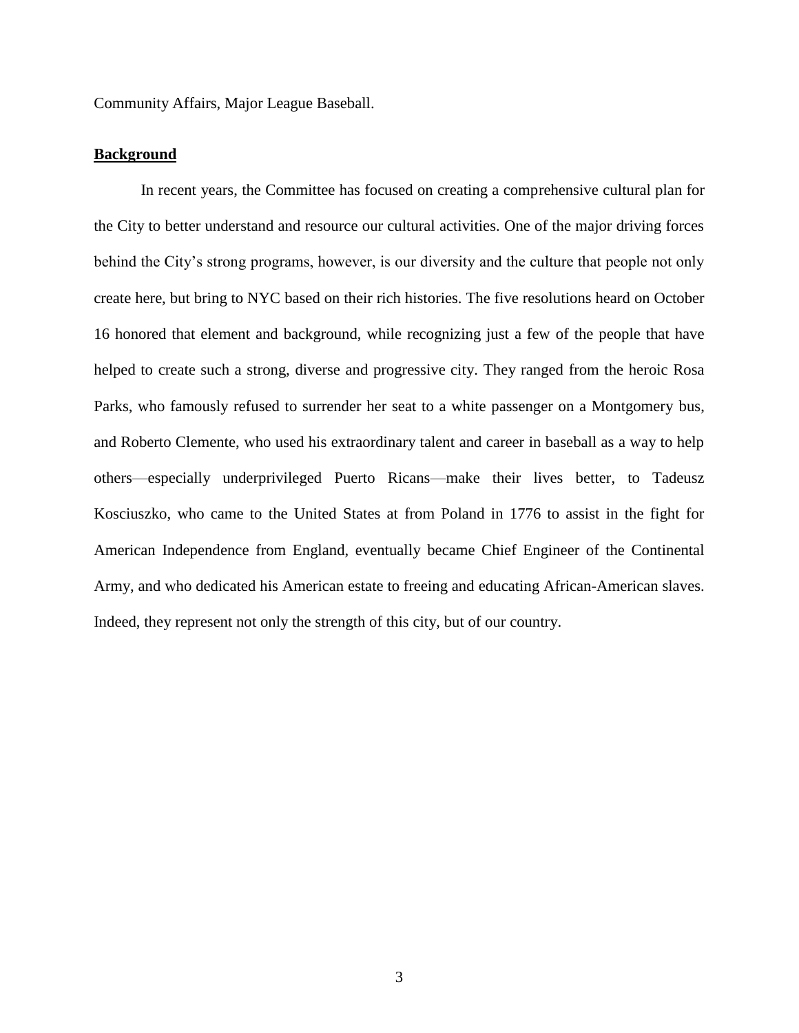Community Affairs, Major League Baseball.

**Background**

In recent years, the Committee has focused on creating a comprehensive cultural plan for the City to better understand and resource our cultural activities. One of the major driving forces behind the City's strong programs, however, is our diversity and the culture that people not only create here, but bring to NYC based on their rich histories. The five resolutions heard on October 16 honored that element and background, while recognizing just a few of the people that have helped to create such a strong, diverse and progressive city. They ranged from the heroic Rosa Parks, who famously refused to surrender her seat to a white passenger on a Montgomery bus, and Roberto Clemente, who used his extraordinary talent and career in baseball as a way to help others—especially underprivileged Puerto Ricans—make their lives better, to Tadeusz Kosciuszko, who came to the United States at from Poland in 1776 to assist in the fight for American Independence from England, eventually became Chief Engineer of the Continental Army, and who dedicated his American estate to freeing and educating African-American slaves. Indeed, they represent not only the strength of this city, but of our country.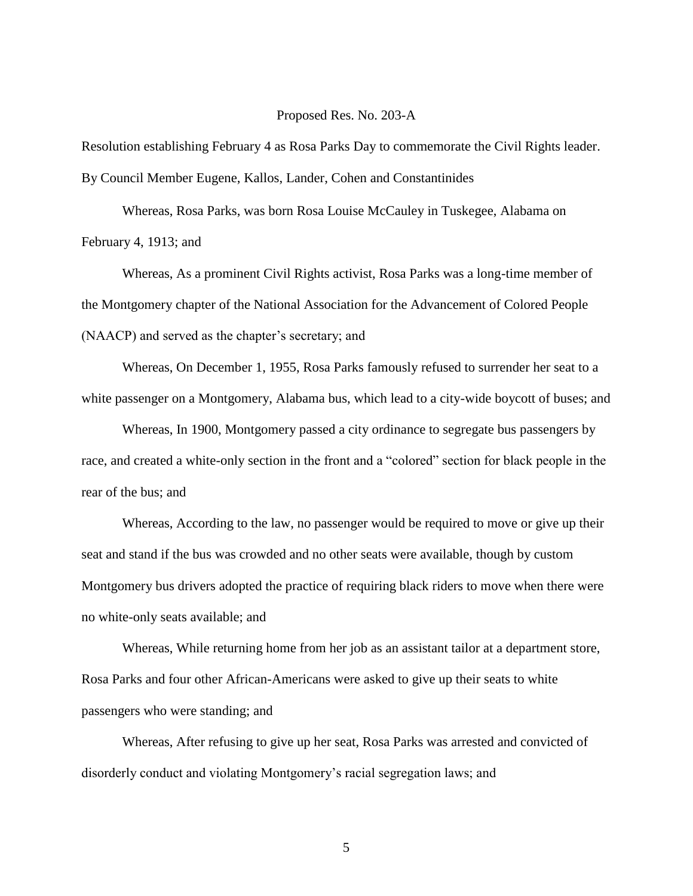Proposed Res. No. 203-A

Resolution establishing February 4 as Rosa Parks Day to commemorate the Civil Rights leader.

By Council Member Eugene, Kallos, Lander, Cohen and Constantinides

Whereas, Rosa Parks, was born Rosa Louise McCauley in Tuskegee, Alabama on February 4, 1913; and

Whereas, As a prominent Civil Rights activist, Rosa Parks was a long-time member of the Montgomery chapter of the National Association for the Advancement of Colored People (NAACP) and served as the chapter's secretary; and

Whereas, On December 1, 1955, Rosa Parks famously refused to surrender her seat to a white passenger on a Montgomery, Alabama bus, which lead to a city-wide boycott of buses; and

Whereas, In 1900, Montgomery passed a city ordinance to segregate bus passengers by race, and created a white-only section in the front and a "colored" section for black people in the rear of the bus; and

Whereas, According to the law, no passenger would be required to move or give up their seat and stand if the bus was crowded and no other seats were available, though by custom Montgomery bus drivers adopted the practice of requiring black riders to move when there were no white-only seats available; and

Whereas, While returning home from her job as an assistant tailor at a department store, Rosa Parks and four other African-Americans were asked to give up their seats to white passengers who were standing; and

Whereas, After refusing to give up her seat, Rosa Parks was arrested and convicted of disorderly conduct and violating Montgomery's racial segregation laws; and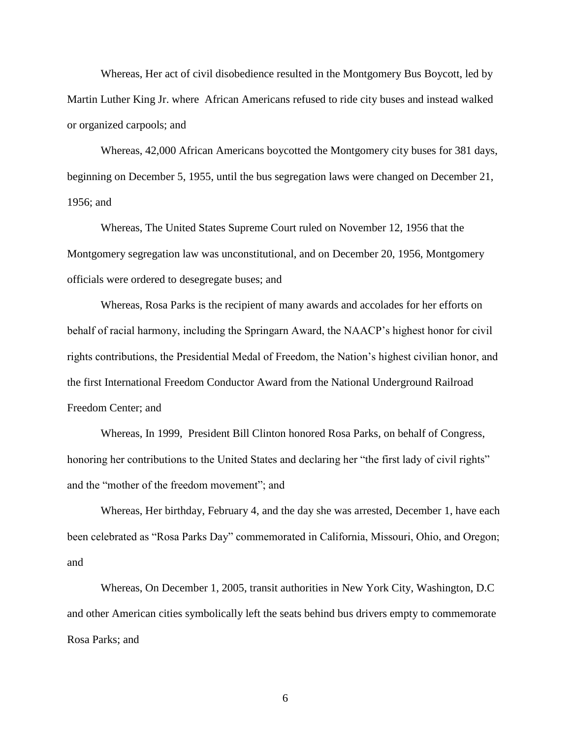Whereas, Her act of civil disobedience resulted in the Montgomery Bus Boycott, led by Martin Luther King Jr. where African Americans refused to ride city buses and instead walked or organized carpools; and

Whereas, 42,000 African Americans boycotted the Montgomery city buses for 381 days, beginning on December 5, 1955, until the bus segregation laws were changed on December 21, 1956; and

Whereas, The United States Supreme Court ruled on November 12, 1956 that the Montgomery segregation law was unconstitutional, and on December 20, 1956, Montgomery officials were ordered to desegregate buses; and

Whereas, Rosa Parks is the recipient of many awards and accolades for her efforts on behalf of racial harmony, including the Springarn Award, the NAACP's highest honor for civil rights contributions, the Presidential Medal of Freedom, the Nation's highest civilian honor, and the first International Freedom Conductor Award from the National Underground Railroad Freedom Center; and

Whereas, In 1999, President Bill Clinton honored Rosa Parks, on behalf of Congress, honoring her contributions to the United States and declaring her "the first lady of civil rights" and the "mother of the freedom movement"; and

Whereas, Her birthday, February 4, and the day she was arrested, December 1, have each been celebrated as "Rosa Parks Day" commemorated in California, Missouri, Ohio, and Oregon; and

Whereas, On December 1, 2005, transit authorities in New York City, Washington, D.C and other American cities symbolically left the seats behind bus drivers empty to commemorate Rosa Parks; and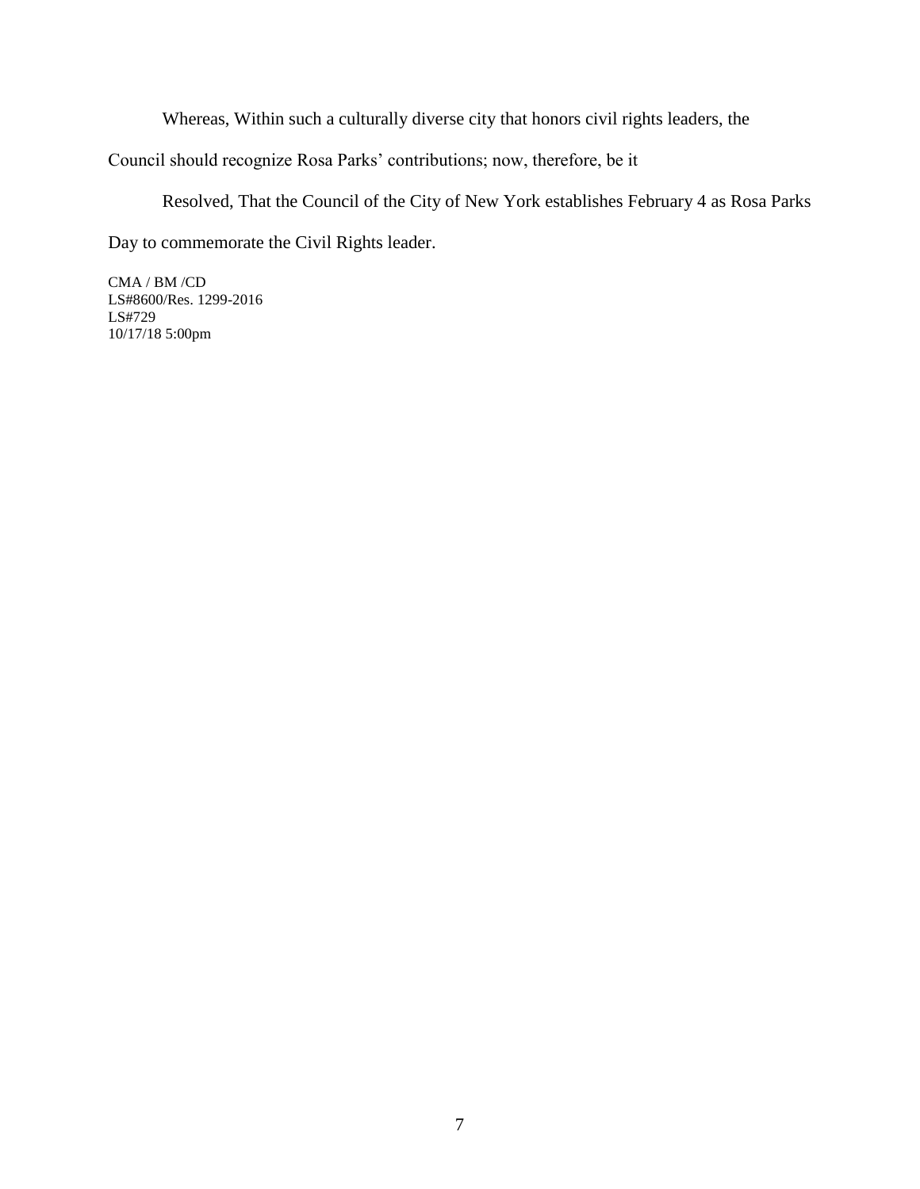Whereas, Within such a culturally diverse city that honors civil rights leaders, the Council should recognize Rosa Parks' contributions; now, therefore, be it

Resolved, That the Council of the City of New York establishes February 4 as Rosa Parks Day to commemorate the Civil Rights leader.

CMA / BM /CD
LS#8600/Res. 1299-2016
LS#729
10/17/18 5:00pm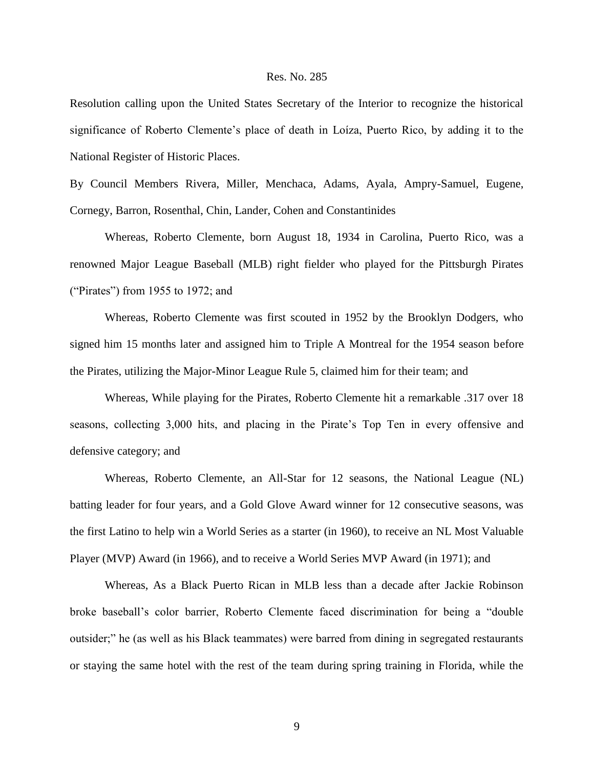Res. No. 285

Resolution calling upon the United States Secretary of the Interior to recognize the historical significance of Roberto Clemente's place of death in Loíza, Puerto Rico, by adding it to the National Register of Historic Places.

By Council Members Rivera, Miller, Menchaca, Adams, Ayala, Ampry-Samuel, Eugene, Cornegy, Barron, Rosenthal, Chin, Lander, Cohen and Constantinides

Whereas, Roberto Clemente, born August 18, 1934 in Carolina, Puerto Rico, was a renowned Major League Baseball (MLB) right fielder who played for the Pittsburgh Pirates ("Pirates") from 1955 to 1972; and

Whereas, Roberto Clemente was first scouted in 1952 by the Brooklyn Dodgers, who signed him 15 months later and assigned him to Triple A Montreal for the 1954 season before the Pirates, utilizing the Major-Minor League Rule 5, claimed him for their team; and

Whereas, While playing for the Pirates, Roberto Clemente hit a remarkable .317 over 18 seasons, collecting 3,000 hits, and placing in the Pirate's Top Ten in every offensive and defensive category; and

Whereas, Roberto Clemente, an All-Star for 12 seasons, the National League (NL) batting leader for four years, and a Gold Glove Award winner for 12 consecutive seasons, was the first Latino to help win a World Series as a starter (in 1960), to receive an NL Most Valuable Player (MVP) Award (in 1966), and to receive a World Series MVP Award (in 1971); and

Whereas, As a Black Puerto Rican in MLB less than a decade after Jackie Robinson broke baseball's color barrier, Roberto Clemente faced discrimination for being a "double outsider;" he (as well as his Black teammates) were barred from dining in segregated restaurants or staying the same hotel with the rest of the team during spring training in Florida, while the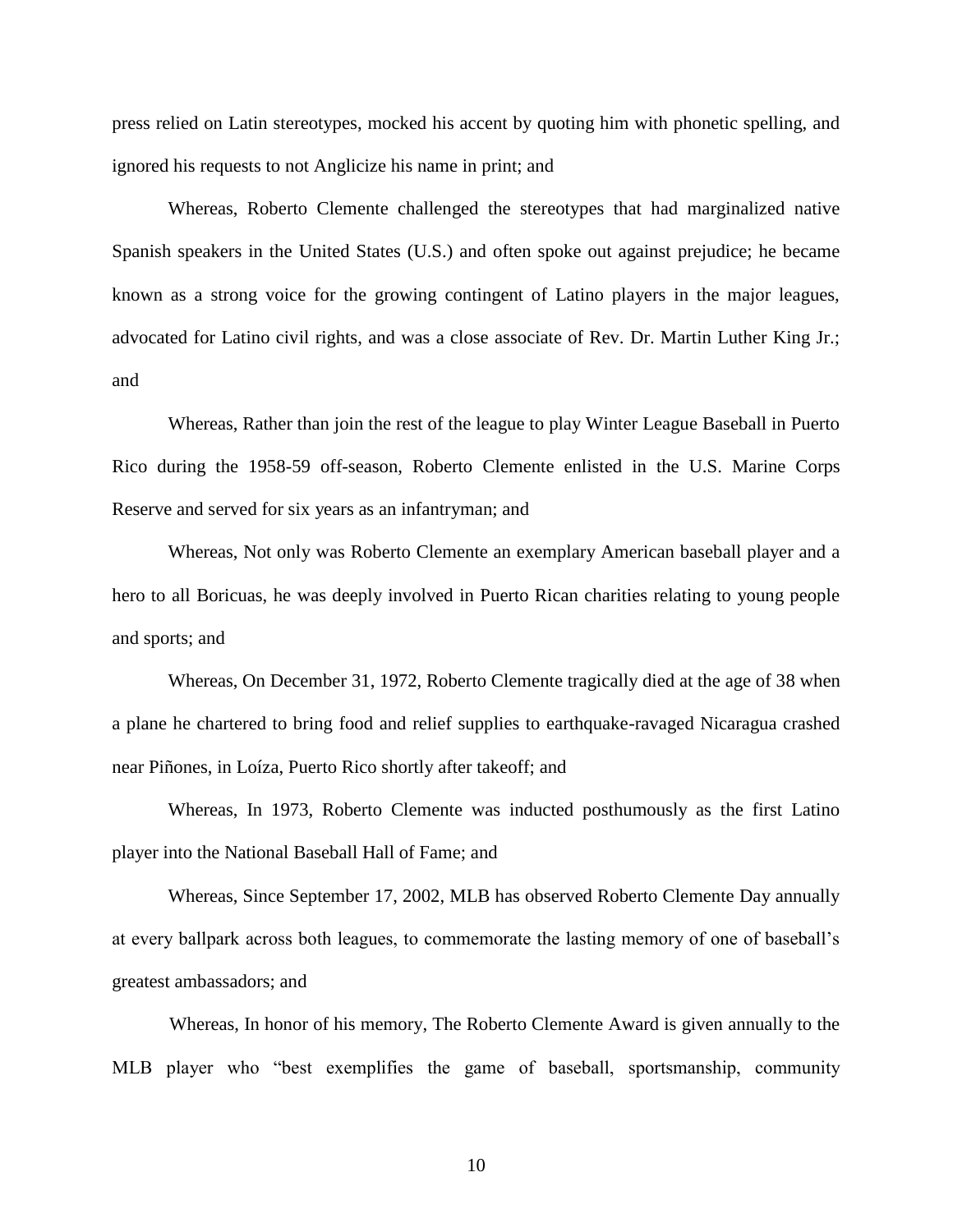press relied on Latin stereotypes, mocked his accent by quoting him with phonetic spelling, and ignored his requests to not Anglicize his name in print; and

Whereas, Roberto Clemente challenged the stereotypes that had marginalized native Spanish speakers in the United States (U.S.) and often spoke out against prejudice; he became known as a strong voice for the growing contingent of Latino players in the major leagues, advocated for Latino civil rights, and was a close associate of Rev. Dr. Martin Luther King Jr.; and

Whereas, Rather than join the rest of the league to play Winter League Baseball in Puerto Rico during the 1958-59 off-season, Roberto Clemente enlisted in the U.S. Marine Corps Reserve and served for six years as an infantryman; and

Whereas, Not only was Roberto Clemente an exemplary American baseball player and a hero to all Boricuas, he was deeply involved in Puerto Rican charities relating to young people and sports; and

Whereas, On December 31, 1972, Roberto Clemente tragically died at the age of 38 when a plane he chartered to bring food and relief supplies to earthquake-ravaged Nicaragua crashed near Piñones, in Loíza, Puerto Rico shortly after takeoff; and

Whereas, In 1973, Roberto Clemente was inducted posthumously as the first Latino player into the National Baseball Hall of Fame; and

Whereas, Since September 17, 2002, MLB has observed Roberto Clemente Day annually at every ballpark across both leagues, to commemorate the lasting memory of one of baseball's greatest ambassadors; and

Whereas, In honor of his memory, The Roberto Clemente Award is given annually to the MLB player who "best exemplifies the game of baseball, sportsmanship, community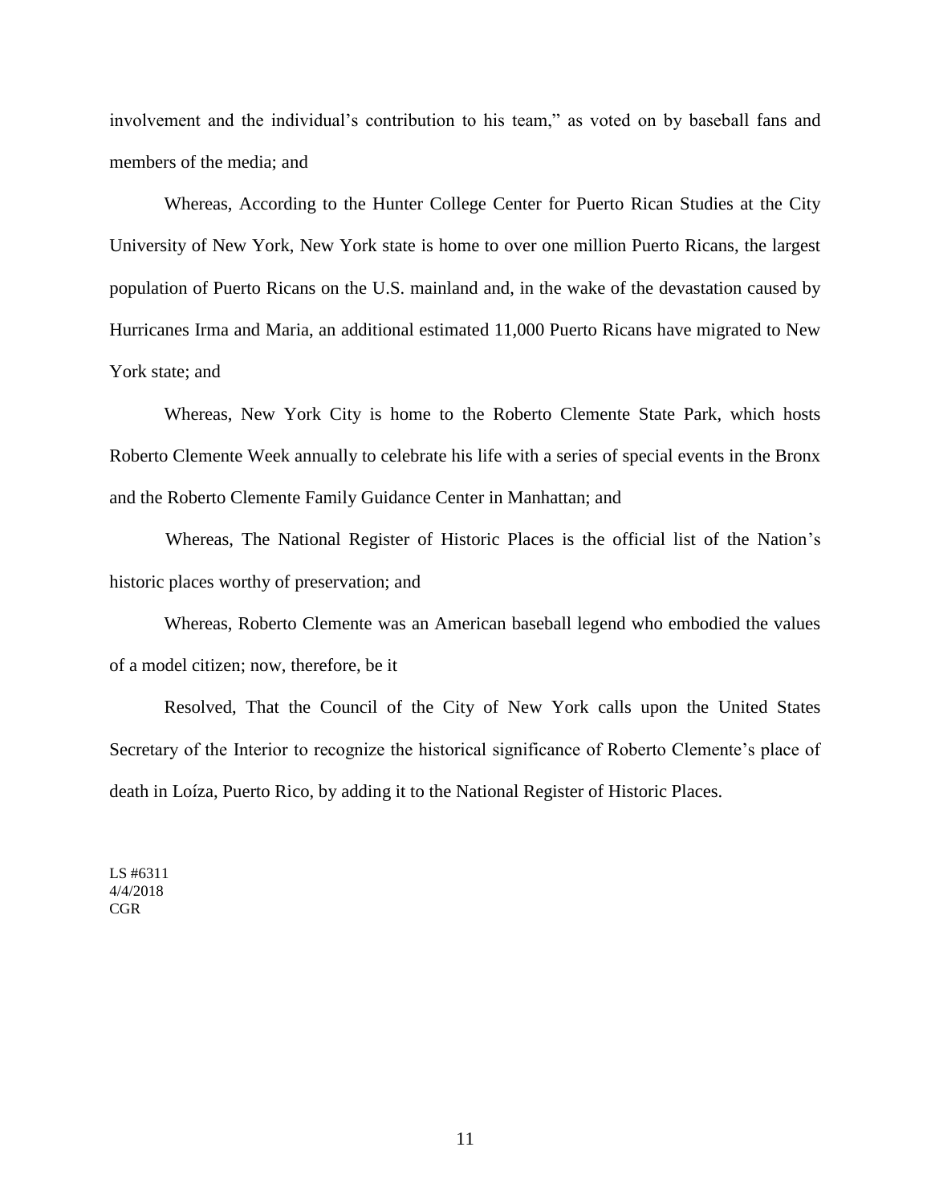involvement and the individual's contribution to his team," as voted on by baseball fans and members of the media; and

Whereas, According to the Hunter College Center for Puerto Rican Studies at the City University of New York, New York state is home to over one million Puerto Ricans, the largest population of Puerto Ricans on the U.S. mainland and, in the wake of the devastation caused by Hurricanes Irma and Maria, an additional estimated 11,000 Puerto Ricans have migrated to New York state; and

Whereas, New York City is home to the Roberto Clemente State Park, which hosts Roberto Clemente Week annually to celebrate his life with a series of special events in the Bronx and the Roberto Clemente Family Guidance Center in Manhattan; and

Whereas, The National Register of Historic Places is the official list of the Nation's historic places worthy of preservation; and

Whereas, Roberto Clemente was an American baseball legend who embodied the values of a model citizen; now, therefore, be it

Resolved, That the Council of the City of New York calls upon the United States Secretary of the Interior to recognize the historical significance of Roberto Clemente's place of death in Loíza, Puerto Rico, by adding it to the National Register of Historic Places.

LS #6311
4/4/2018
CGR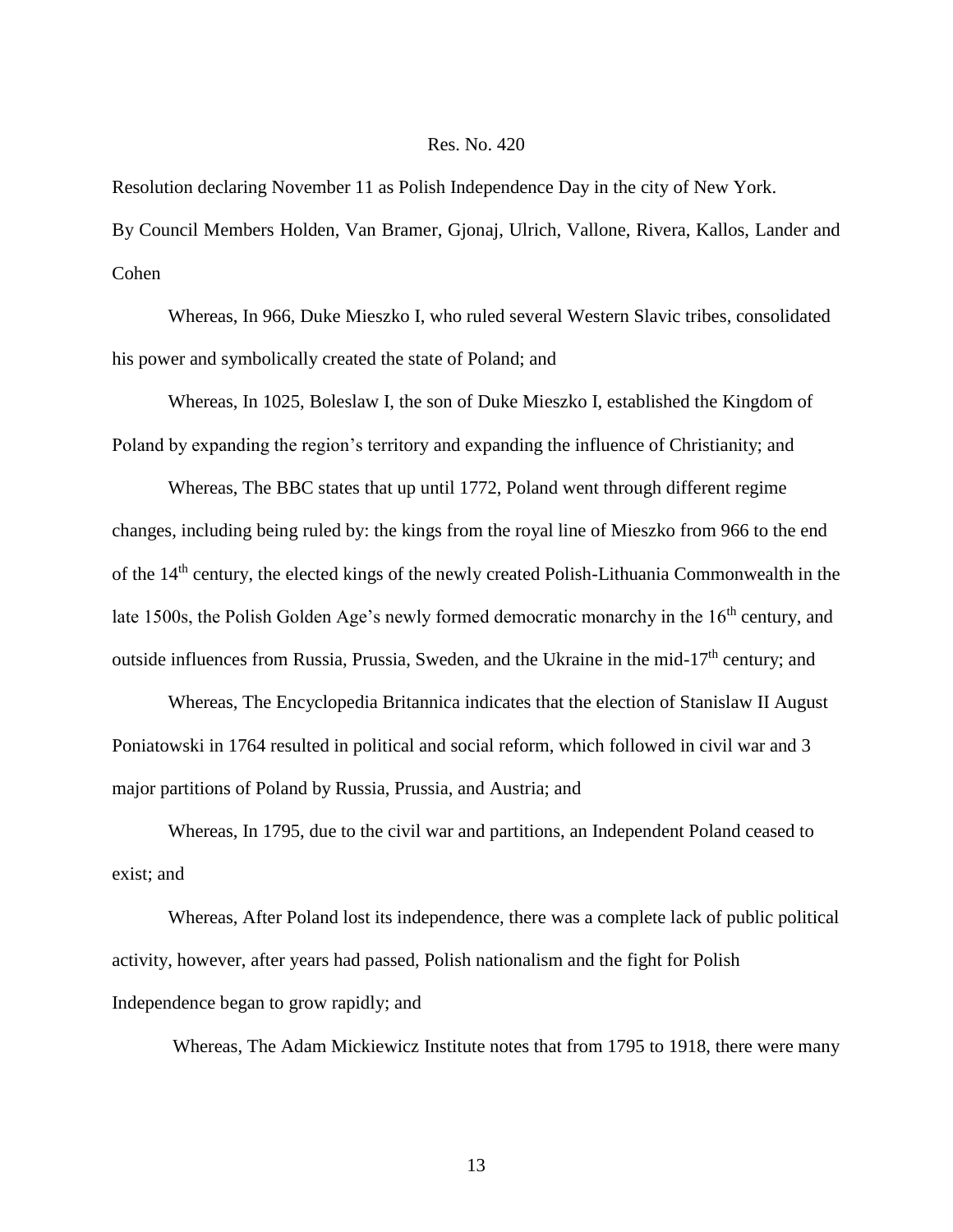Res. No. 420

Resolution declaring November 11 as Polish Independence Day in the city of New York.

By Council Members Holden, Van Bramer, Gjonaj, Ulrich, Vallone, Rivera, Kallos, Lander and Cohen

Whereas, In 966, Duke Mieszko I, who ruled several Western Slavic tribes, consolidated his power and symbolically created the state of Poland; and

Whereas, In 1025, Boleslaw I, the son of Duke Mieszko I, established the Kingdom of Poland by expanding the region's territory and expanding the influence of Christianity; and

Whereas, The BBC states that up until 1772, Poland went through different regime changes, including being ruled by: the kings from the royal line of Mieszko from 966 to the end of the 14th century, the elected kings of the newly created Polish-Lithuania Commonwealth in the late 1500s, the Polish Golden Age's newly formed democratic monarchy in the 16th century, and outside influences from Russia, Prussia, Sweden, and the Ukraine in the mid-17th century; and

Whereas, The Encyclopedia Britannica indicates that the election of Stanislaw II August Poniatowski in 1764 resulted in political and social reform, which followed in civil war and 3 major partitions of Poland by Russia, Prussia, and Austria; and

Whereas, In 1795, due to the civil war and partitions, an Independent Poland ceased to exist; and

Whereas, After Poland lost its independence, there was a complete lack of public political activity, however, after years had passed, Polish nationalism and the fight for Polish Independence began to grow rapidly; and

Whereas, The Adam Mickiewicz Institute notes that from 1795 to 1918, there were many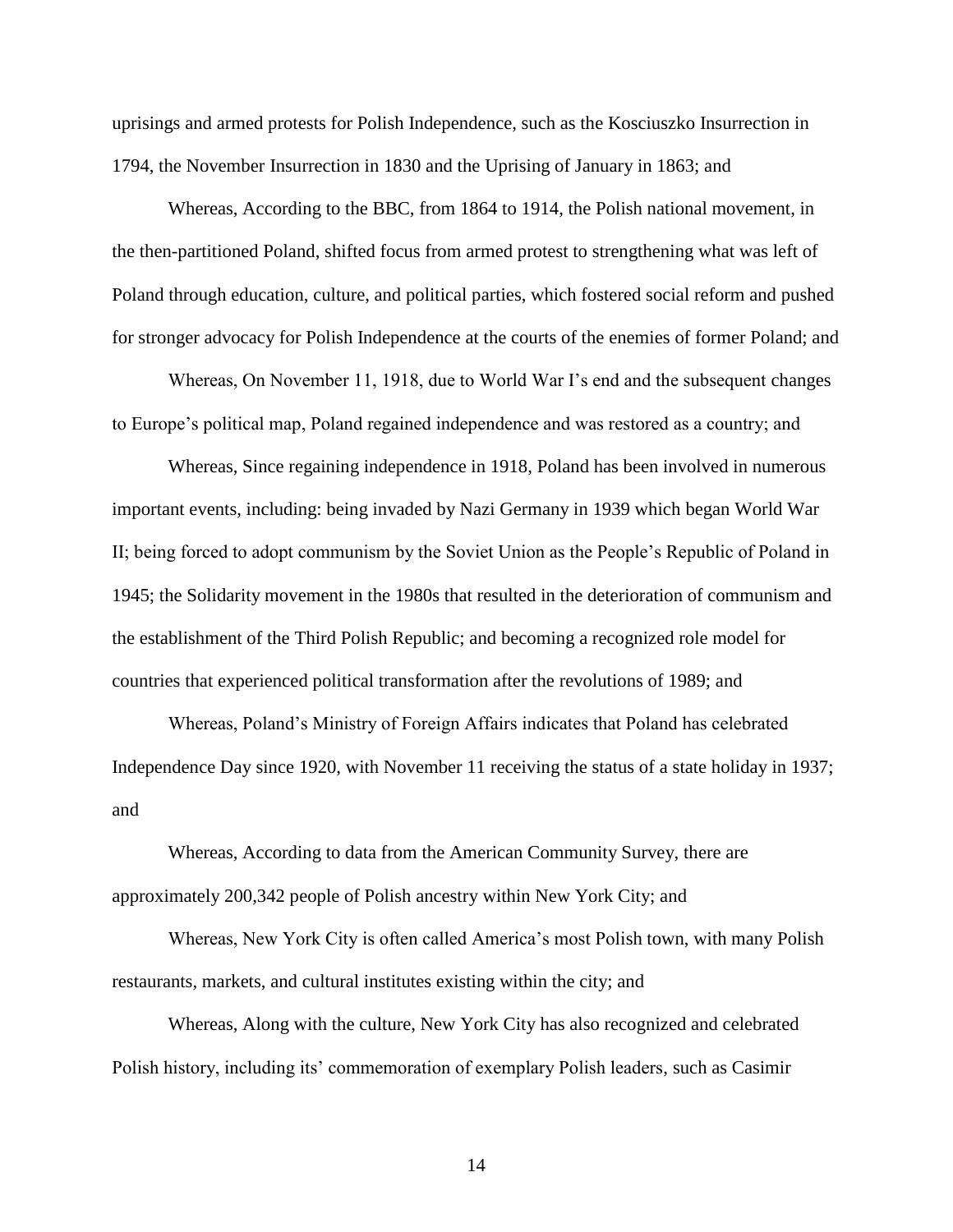uprisings and armed protests for Polish Independence, such as the Kosciuszko Insurrection in 1794, the November Insurrection in 1830 and the Uprising of January in 1863; and

Whereas, According to the BBC, from 1864 to 1914, the Polish national movement, in the then-partitioned Poland, shifted focus from armed protest to strengthening what was left of Poland through education, culture, and political parties, which fostered social reform and pushed for stronger advocacy for Polish Independence at the courts of the enemies of former Poland; and

Whereas, On November 11, 1918, due to World War I's end and the subsequent changes to Europe's political map, Poland regained independence and was restored as a country; and

Whereas, Since regaining independence in 1918, Poland has been involved in numerous important events, including: being invaded by Nazi Germany in 1939 which began World War II; being forced to adopt communism by the Soviet Union as the People's Republic of Poland in 1945; the Solidarity movement in the 1980s that resulted in the deterioration of communism and the establishment of the Third Polish Republic; and becoming a recognized role model for countries that experienced political transformation after the revolutions of 1989; and

Whereas, Poland's Ministry of Foreign Affairs indicates that Poland has celebrated Independence Day since 1920, with November 11 receiving the status of a state holiday in 1937; and

Whereas, According to data from the American Community Survey, there are approximately 200,342 people of Polish ancestry within New York City; and

Whereas, New York City is often called America's most Polish town, with many Polish restaurants, markets, and cultural institutes existing within the city; and

Whereas, Along with the culture, New York City has also recognized and celebrated Polish history, including its' commemoration of exemplary Polish leaders, such as Casimir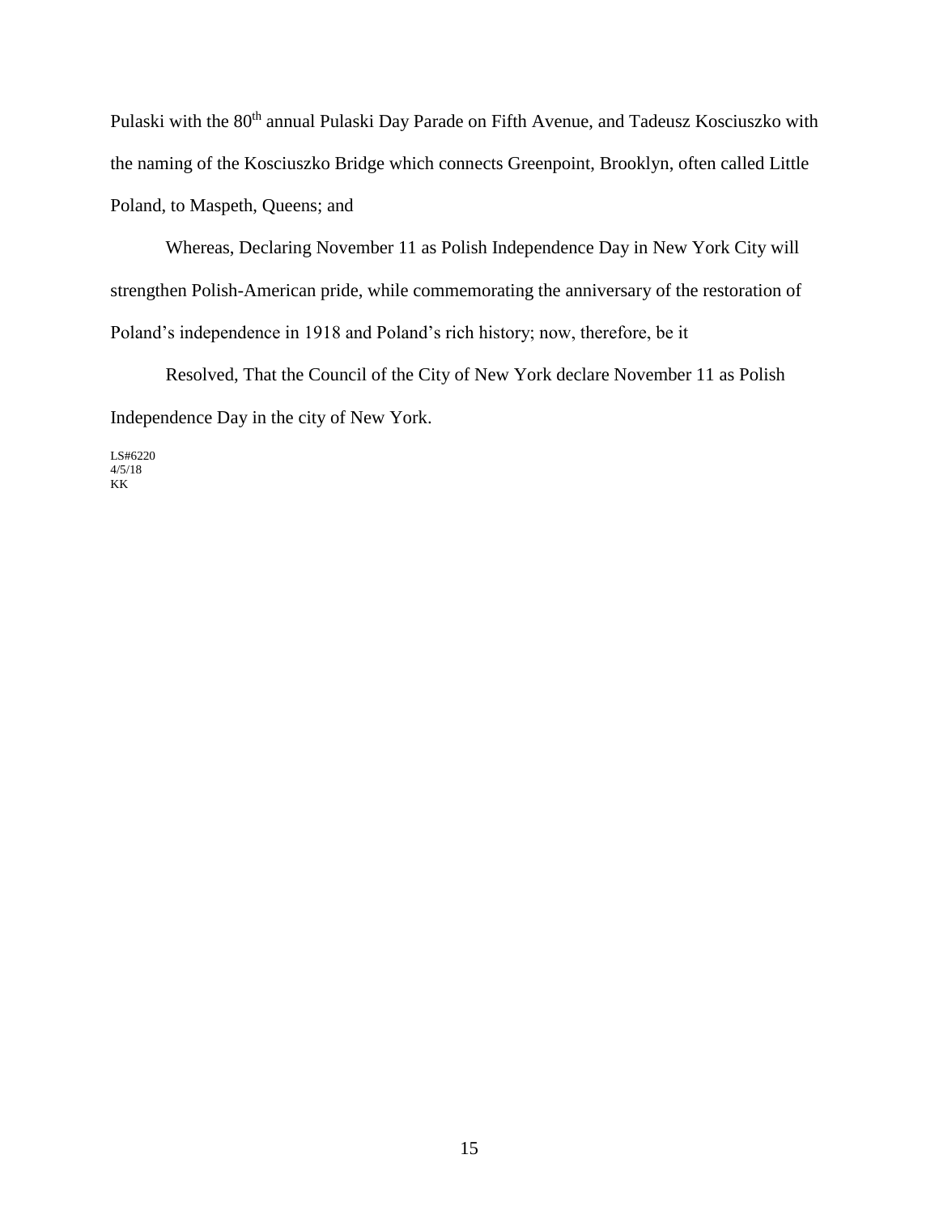Pulaski with the 80th annual Pulaski Day Parade on Fifth Avenue, and Tadeusz Kosciuszko with the naming of the Kosciuszko Bridge which connects Greenpoint, Brooklyn, often called Little Poland, to Maspeth, Queens; and

Whereas, Declaring November 11 as Polish Independence Day in New York City will strengthen Polish-American pride, while commemorating the anniversary of the restoration of Poland's independence in 1918 and Poland's rich history; now, therefore, be it

Resolved, That the Council of the City of New York declare November 11 as Polish Independence Day in the city of New York.

LS#6220
4/5/18
KK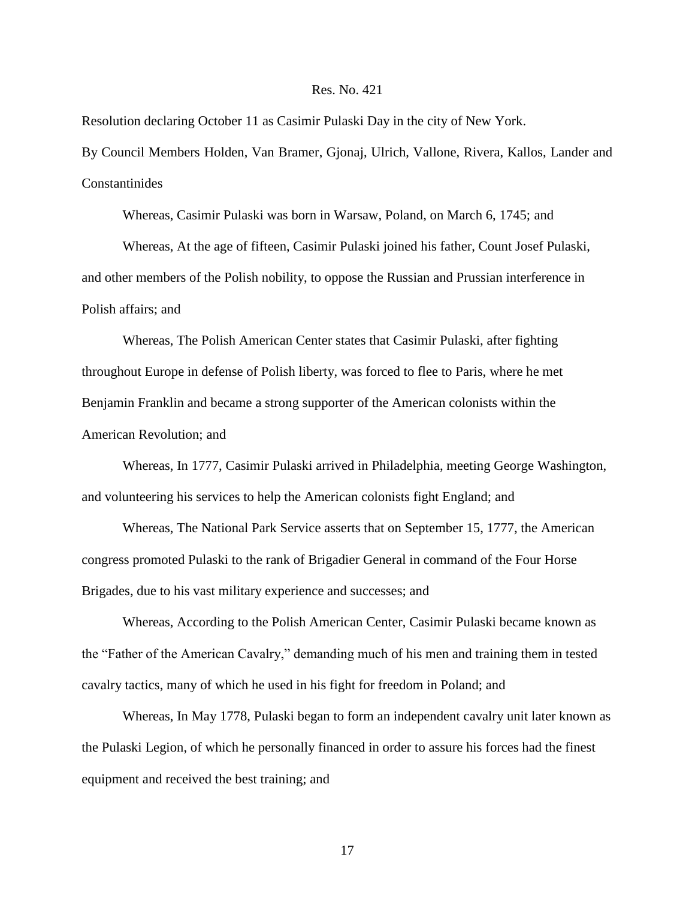Res. No. 421

Resolution declaring October 11 as Casimir Pulaski Day in the city of New York.

By Council Members Holden, Van Bramer, Gjonaj, Ulrich, Vallone, Rivera, Kallos, Lander and Constantinides

Whereas, Casimir Pulaski was born in Warsaw, Poland, on March 6, 1745; and

Whereas, At the age of fifteen, Casimir Pulaski joined his father, Count Josef Pulaski, and other members of the Polish nobility, to oppose the Russian and Prussian interference in Polish affairs; and

Whereas, The Polish American Center states that Casimir Pulaski, after fighting throughout Europe in defense of Polish liberty, was forced to flee to Paris, where he met Benjamin Franklin and became a strong supporter of the American colonists within the American Revolution; and

Whereas, In 1777, Casimir Pulaski arrived in Philadelphia, meeting George Washington, and volunteering his services to help the American colonists fight England; and

Whereas, The National Park Service asserts that on September 15, 1777, the American congress promoted Pulaski to the rank of Brigadier General in command of the Four Horse Brigades, due to his vast military experience and successes; and

Whereas, According to the Polish American Center, Casimir Pulaski became known as the "Father of the American Cavalry," demanding much of his men and training them in tested cavalry tactics, many of which he used in his fight for freedom in Poland; and

Whereas, In May 1778, Pulaski began to form an independent cavalry unit later known as the Pulaski Legion, of which he personally financed in order to assure his forces had the finest equipment and received the best training; and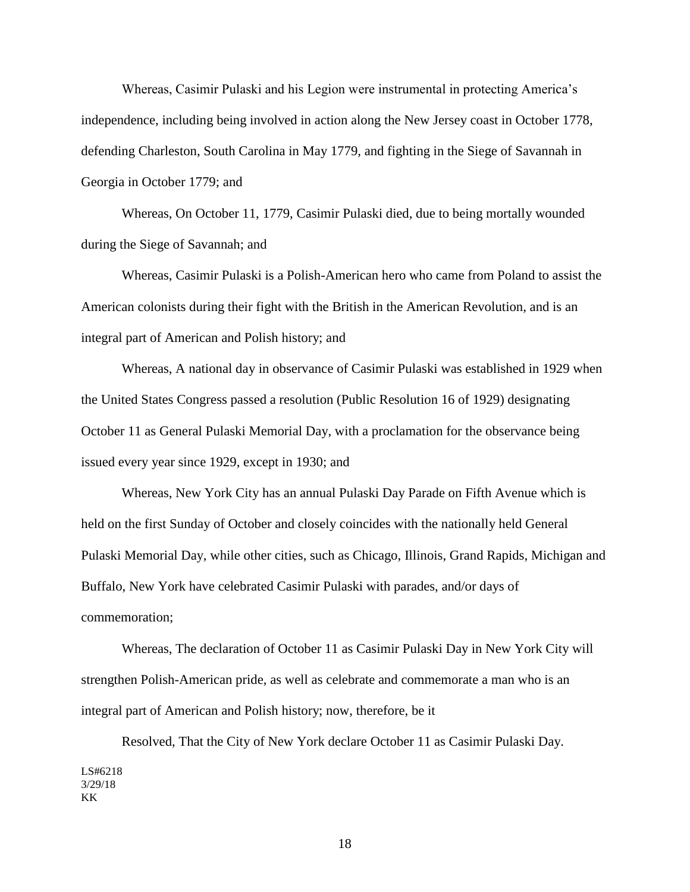Whereas, Casimir Pulaski and his Legion were instrumental in protecting America's independence, including being involved in action along the New Jersey coast in October 1778, defending Charleston, South Carolina in May 1779, and fighting in the Siege of Savannah in Georgia in October 1779; and

Whereas, On October 11, 1779, Casimir Pulaski died, due to being mortally wounded during the Siege of Savannah; and

Whereas, Casimir Pulaski is a Polish-American hero who came from Poland to assist the American colonists during their fight with the British in the American Revolution, and is an integral part of American and Polish history; and

Whereas, A national day in observance of Casimir Pulaski was established in 1929 when the United States Congress passed a resolution (Public Resolution 16 of 1929) designating October 11 as General Pulaski Memorial Day, with a proclamation for the observance being issued every year since 1929, except in 1930; and

Whereas, New York City has an annual Pulaski Day Parade on Fifth Avenue which is held on the first Sunday of October and closely coincides with the nationally held General Pulaski Memorial Day, while other cities, such as Chicago, Illinois, Grand Rapids, Michigan and Buffalo, New York have celebrated Casimir Pulaski with parades, and/or days of commemoration;

Whereas, The declaration of October 11 as Casimir Pulaski Day in New York City will strengthen Polish-American pride, as well as celebrate and commemorate a man who is an integral part of American and Polish history; now, therefore, be it

Resolved, That the City of New York declare October 11 as Casimir Pulaski Day.

LS#6218
3/29/18
KK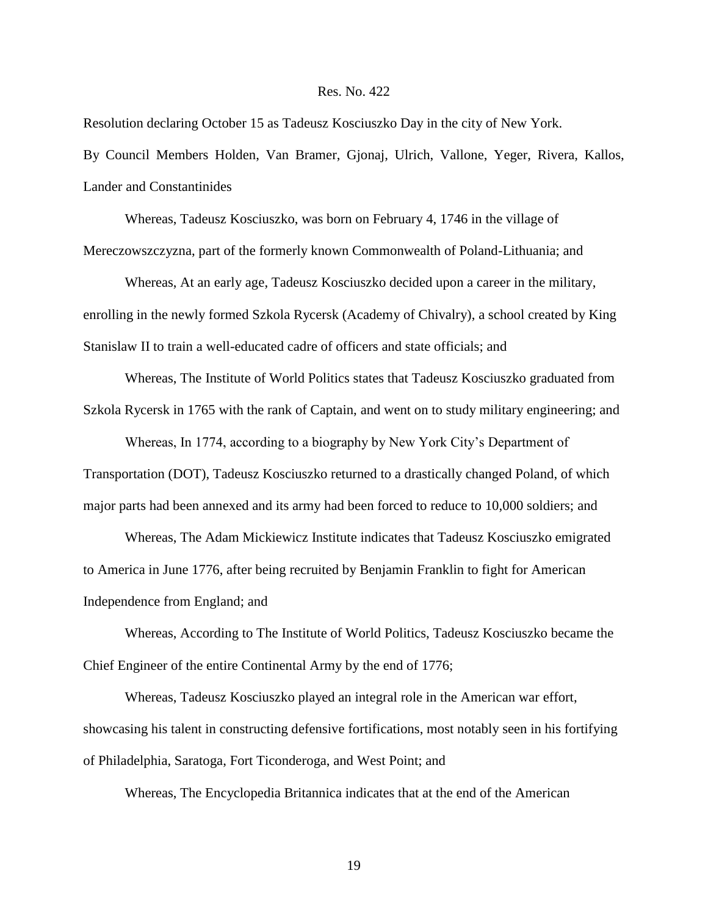Res. No. 422

Resolution declaring October 15 as Tadeusz Kosciuszko Day in the city of New York.

By Council Members Holden, Van Bramer, Gjonaj, Ulrich, Vallone, Yeger, Rivera, Kallos, Lander and Constantinides

Whereas, Tadeusz Kosciuszko, was born on February 4, 1746 in the village of Mereczowszczyzna, part of the formerly known Commonwealth of Poland-Lithuania; and

Whereas, At an early age, Tadeusz Kosciuszko decided upon a career in the military, enrolling in the newly formed Szkola Rycersk (Academy of Chivalry), a school created by King Stanislaw II to train a well-educated cadre of officers and state officials; and

Whereas, The Institute of World Politics states that Tadeusz Kosciuszko graduated from Szkola Rycersk in 1765 with the rank of Captain, and went on to study military engineering; and

Whereas, In 1774, according to a biography by New York City's Department of Transportation (DOT), Tadeusz Kosciuszko returned to a drastically changed Poland, of which major parts had been annexed and its army had been forced to reduce to 10,000 soldiers; and

Whereas, The Adam Mickiewicz Institute indicates that Tadeusz Kosciuszko emigrated to America in June 1776, after being recruited by Benjamin Franklin to fight for American Independence from England; and

Whereas, According to The Institute of World Politics, Tadeusz Kosciuszko became the Chief Engineer of the entire Continental Army by the end of 1776;

Whereas, Tadeusz Kosciuszko played an integral role in the American war effort, showcasing his talent in constructing defensive fortifications, most notably seen in his fortifying of Philadelphia, Saratoga, Fort Ticonderoga, and West Point; and

Whereas, The Encyclopedia Britannica indicates that at the end of the American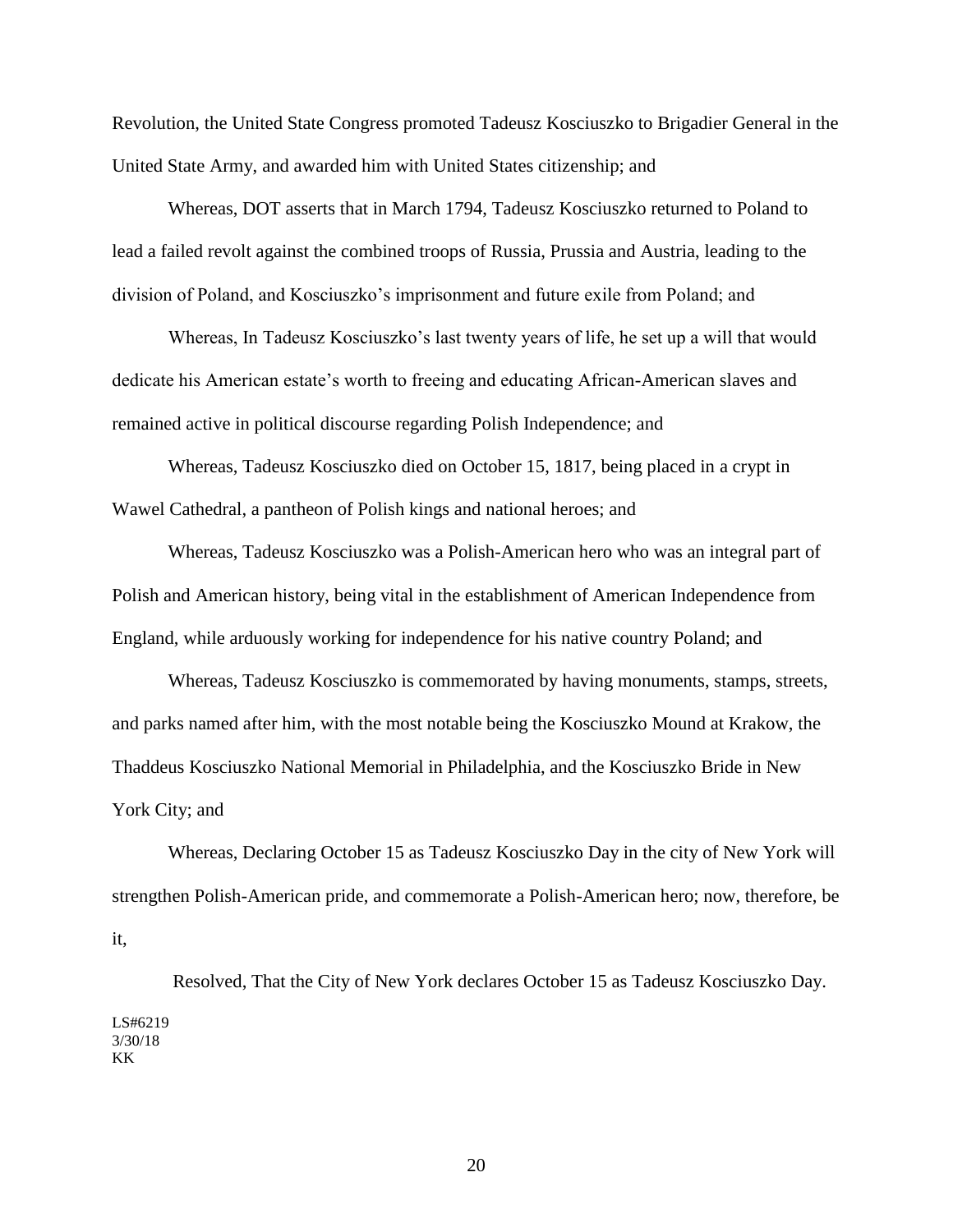Revolution, the United State Congress promoted Tadeusz Kosciuszko to Brigadier General in the United State Army, and awarded him with United States citizenship; and

Whereas, DOT asserts that in March 1794, Tadeusz Kosciuszko returned to Poland to lead a failed revolt against the combined troops of Russia, Prussia and Austria, leading to the division of Poland, and Kosciuszko's imprisonment and future exile from Poland; and

Whereas, In Tadeusz Kosciuszko's last twenty years of life, he set up a will that would dedicate his American estate's worth to freeing and educating African-American slaves and remained active in political discourse regarding Polish Independence; and

Whereas, Tadeusz Kosciuszko died on October 15, 1817, being placed in a crypt in Wawel Cathedral, a pantheon of Polish kings and national heroes; and

Whereas, Tadeusz Kosciuszko was a Polish-American hero who was an integral part of Polish and American history, being vital in the establishment of American Independence from England, while arduously working for independence for his native country Poland; and

Whereas, Tadeusz Kosciuszko is commemorated by having monuments, stamps, streets, and parks named after him, with the most notable being the Kosciuszko Mound at Krakow, the Thaddeus Kosciuszko National Memorial in Philadelphia, and the Kosciuszko Bride in New York City; and

Whereas, Declaring October 15 as Tadeusz Kosciuszko Day in the city of New York will strengthen Polish-American pride, and commemorate a Polish-American hero; now, therefore, be it,

Resolved, That the City of New York declares October 15 as Tadeusz Kosciuszko Day.

LS#6219
3/30/18
KK